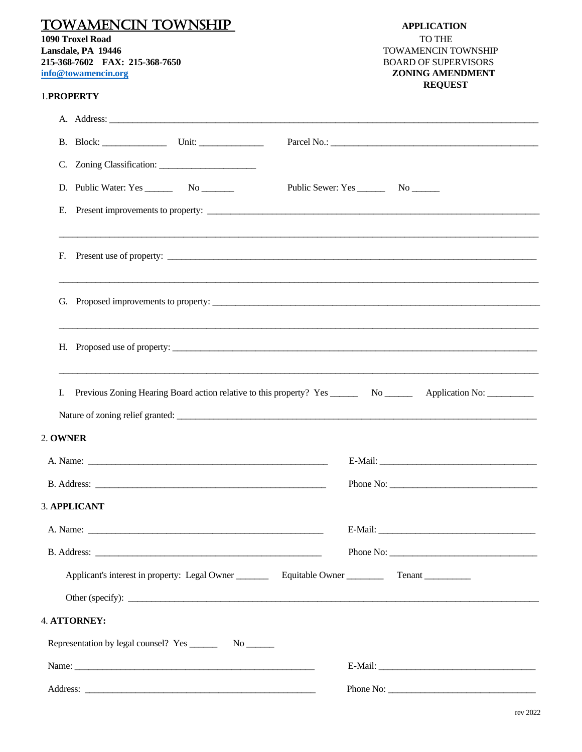# TOWAMENCIN TOWNSHIP

**1090 Troxel Road**
**Lansdale, PA 19446**
**215-368-7602 FAX: 215-368-7650**
**info@towamencin.org**

**APPLICATION**
TO THE
TOWAMENCIN TOWNSHIP
BOARD OF SUPERVISORS
**ZONING AMENDMENT REQUEST**

## 1. PROPERTY

A. Address: ______________________________________________________________

B. Block: ______________ Unit: ______________ Parcel No.: ______________________________

C. Zoning Classification: _____________________

D. Public Water: Yes ______ No _______ Public Sewer: Yes ______ No ______

E. Present improvements to property: ______________________________________________

______________________________________________________________________________

F. Present use of property: ______________________________________________________

______________________________________________________________________________

G. Proposed improvements to property: ____________________________________________

______________________________________________________________________________

H. Proposed use of property: _____________________________________________________

______________________________________________________________________________

I. Previous Zoning Hearing Board action relative to this property? Yes ______ No ______ Application No: __________

Nature of zoning relief granted: ____________________________________________________

## 2. OWNER

A. Name: ________________________________________ E-Mail: ____________________________

B. Address: ______________________________________ Phone No: __________________________

## 3. APPLICANT

A. Name: ________________________________________ E-Mail: ____________________________

B. Address: ______________________________________ Phone No: __________________________

Applicant's interest in property: Legal Owner _______ Equitable Owner _______ Tenant _________

Other (specify): _________________________________________________________________

## 4. ATTORNEY:

Representation by legal counsel? Yes ______ No ______

Name: __________________________________________ E-Mail: ____________________________

Address: ________________________________________ Phone No: __________________________

rev 2022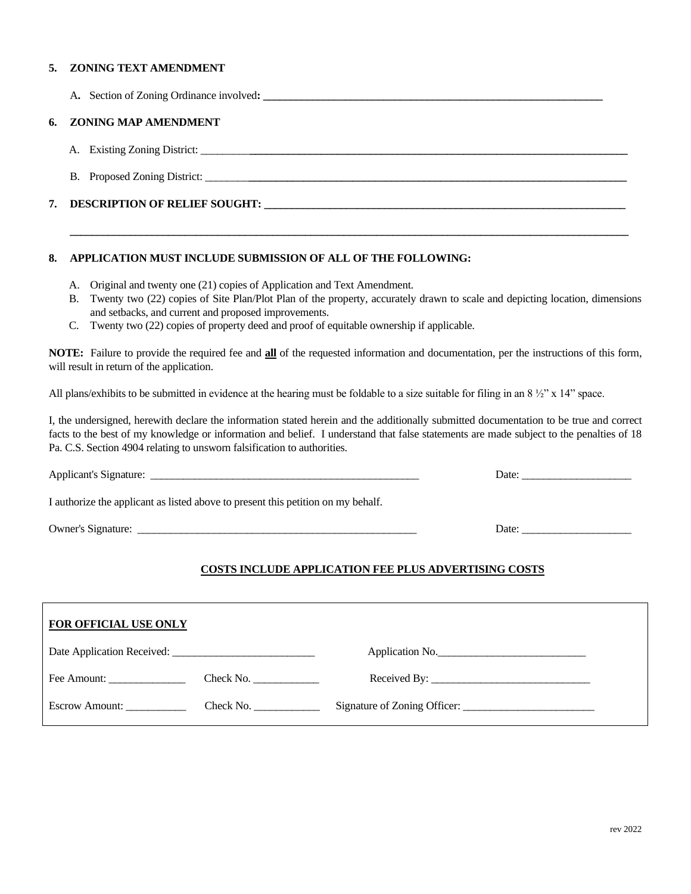**5. ZONING TEXT AMENDMENT**

A. Section of Zoning Ordinance involved: ___________________________________________

**6. ZONING MAP AMENDMENT**

A. Existing Zoning District: ___________________________________________

B. Proposed Zoning District: ___________________________________________

**7. DESCRIPTION OF RELIEF SOUGHT:** ___________________________________________

___________________________________________

**8. APPLICATION MUST INCLUDE SUBMISSION OF ALL OF THE FOLLOWING:**

A. Original and twenty one (21) copies of Application and Text Amendment.
B. Twenty two (22) copies of Site Plan/Plot Plan of the property, accurately drawn to scale and depicting location, dimensions and setbacks, and current and proposed improvements.
C. Twenty two (22) copies of property deed and proof of equitable ownership if applicable.

**NOTE:** Failure to provide the required fee and **all** of the requested information and documentation, per the instructions of this form, will result in return of the application.

All plans/exhibits to be submitted in evidence at the hearing must be foldable to a size suitable for filing in an 8 ½" x 14" space.

I, the undersigned, herewith declare the information stated herein and the additionally submitted documentation to be true and correct facts to the best of my knowledge or information and belief. I understand that false statements are made subject to the penalties of 18 Pa. C.S. Section 4904 relating to unsworn falsification to authorities.

Applicant's Signature: ___________________________ Date: _______________

I authorize the applicant as listed above to present this petition on my behalf.

Owner's Signature: ___________________________ Date: _______________

**COSTS INCLUDE APPLICATION FEE PLUS ADVERTISING COSTS**

**FOR OFFICIAL USE ONLY**

Date Application Received: _______________ Application No. _______________

Fee Amount: ___________ Check No. ___________ Received By: _______________

Escrow Amount: ___________ Check No. ___________ Signature of Zoning Officer: _______________

rev 2022